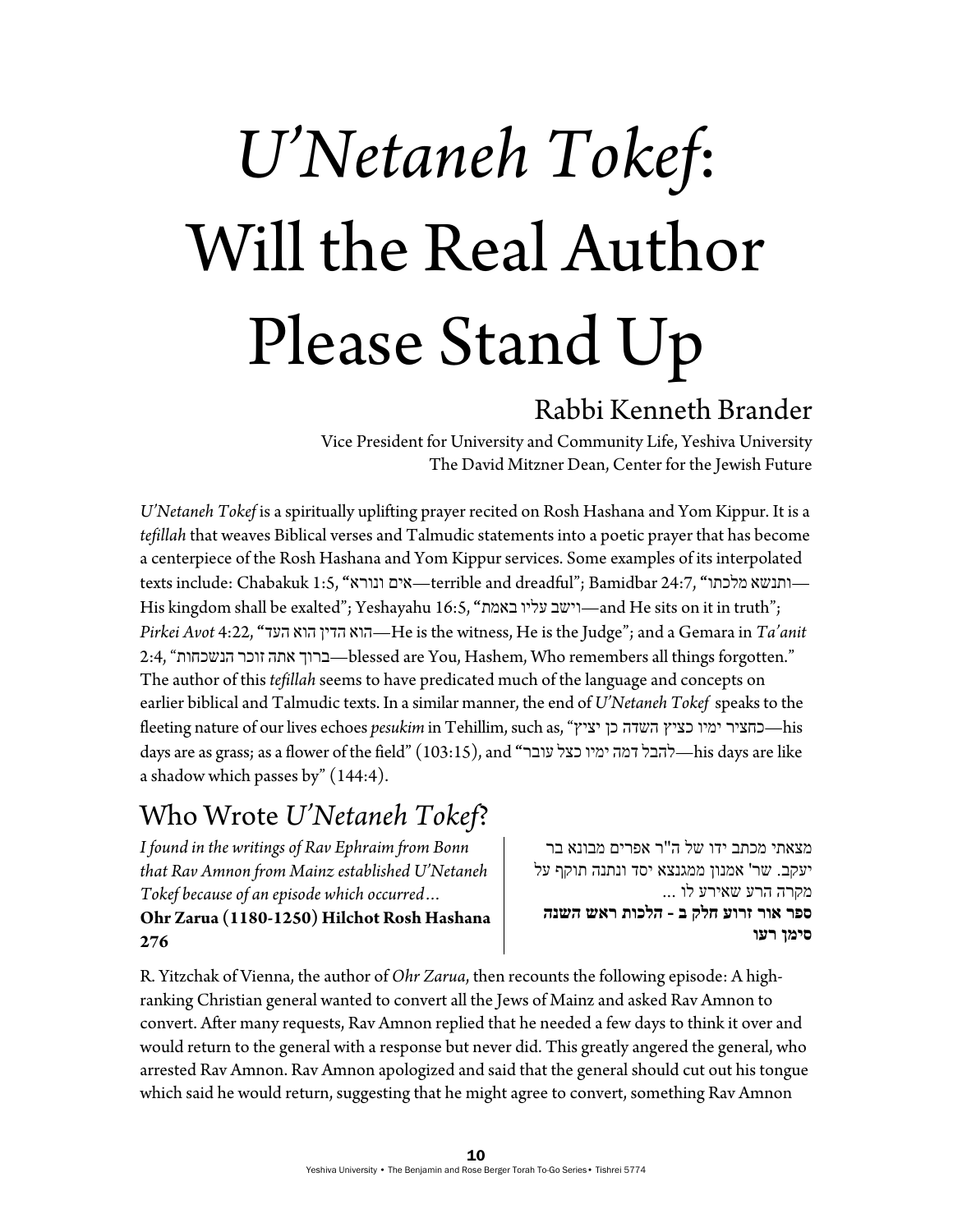# *U'Netaneh Tokef*: Will the Real Author Please Stand Up

## Rabbi Kenneth Brander

Vice President for University and Community Life, Yeshiva University
The David Mitzner Dean, Center for the Jewish Future

*U'Netaneh Tokef* is a spiritually uplifting prayer recited on Rosh Hashana and Yom Kippur. It is a *tefillah* that weaves Biblical verses and Talmudic statements into a poetic prayer that has become a centerpiece of the Rosh Hashana and Yom Kippur services. Some examples of its interpolated texts include: Chabakuk 1:5, "אים ונורא—terrible and dreadful"; Bamidbar 24:7, "ותנשא מלכתו—His kingdom shall be exalted"; Yeshayahu 16:5, "וישב עליו באמת—and He sits on it in truth"; *Pirkei Avot* 4:22, "הוא הדין הוא העד—He is the witness, He is the Judge"; and a Gemara in *Ta'anit* 2:4, "ברוך אתה זוכר הנשכחות—blessed are You, Hashem, Who remembers all things forgotten." The author of this *tefillah* seems to have predicated much of the language and concepts on earlier biblical and Talmudic texts. In a similar manner, the end of *U'Netaneh Tokef* speaks to the fleeting nature of our lives echoes *pesukim* in Tehillim, such as, "כחציר ימיו כציץ השדה כן יציץ—his days are as grass; as a flower of the field" (103:15), and "להבל דמה ימיו כצל עובר—his days are like a shadow which passes by" (144:4).

## Who Wrote *U'Netaneh Tokef*?

*I found in the writings of Rav Ephraim from Bonn that Rav Amnon from Mainz established U'Netaneh Tokef because of an episode which occurred…*
**Ohr Zarua (1180-1250) Hilchot Rosh Hashana 276**

מצאתי מכתב ידו של ה"ר אפרים מבונא בר יעקב. שר' אמנון ממגנצא יסד ונתנה תוקף על מקרה הרע שאירע לו ...
**ספר אור זרוע חלק ב - הלכות ראש השנה סימן רעו**

R. Yitzchak of Vienna, the author of *Ohr Zarua*, then recounts the following episode: A high-ranking Christian general wanted to convert all the Jews of Mainz and asked Rav Amnon to convert. After many requests, Rav Amnon replied that he needed a few days to think it over and would return to the general with a response but never did. This greatly angered the general, who arrested Rav Amnon. Rav Amnon apologized and said that the general should cut out his tongue which said he would return, suggesting that he might agree to convert, something Rav Amnon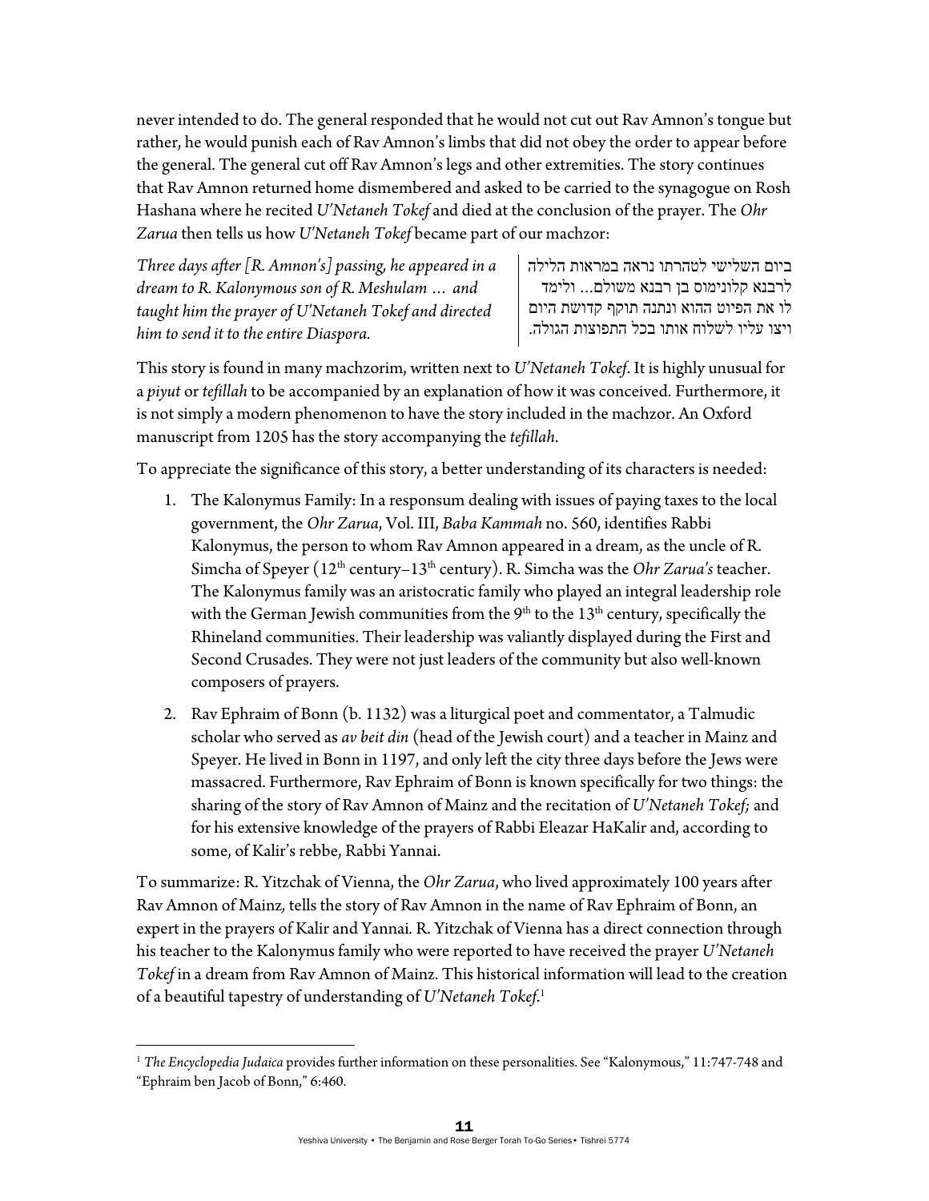never intended to do. The general responded that he would not cut out Rav Amnon's tongue but rather, he would punish each of Rav Amnon's limbs that did not obey the order to appear before the general. The general cut off Rav Amnon's legs and other extremities. The story continues that Rav Amnon returned home dismembered and asked to be carried to the synagogue on Rosh Hashana where he recited *U'Netaneh Tokef* and died at the conclusion of the prayer. The *Ohr Zarua* then tells us how *U'Netaneh Tokef* became part of our machzor:

| | |
|---|---|
| *Three days after [R. Amnon's] passing, he appeared in a dream to R. Kalonymous son of R. Meshulam … and taught him the prayer of U'Netaneh Tokef and directed him to send it to the entire Diaspora.* | ביום השלישי לטהרתו נראה במראות הלילה לרבנא קלונימוס בן רבנא משולם... ולימד לו את הפיוט ההוא ונתנה תוקף קדושת היום ויצו עליו לשלוח אותו בכל התפוצות הגולה. |

This story is found in many machzorim, written next to *U'Netaneh Tokef*. It is highly unusual for a *piyut* or *tefillah* to be accompanied by an explanation of how it was conceived. Furthermore, it is not simply a modern phenomenon to have the story included in the machzor. An Oxford manuscript from 1205 has the story accompanying the *tefillah*.

To appreciate the significance of this story, a better understanding of its characters is needed:

1. The Kalonymus Family: In a responsum dealing with issues of paying taxes to the local government, the *Ohr Zarua*, Vol. III, *Baba Kammah* no. 560, identifies Rabbi Kalonymus, the person to whom Rav Amnon appeared in a dream, as the uncle of R. Simcha of Speyer (12th century–13th century). R. Simcha was the *Ohr Zarua's* teacher. The Kalonymus family was an aristocratic family who played an integral leadership role with the German Jewish communities from the 9th to the 13th century, specifically the Rhineland communities. Their leadership was valiantly displayed during the First and Second Crusades. They were not just leaders of the community but also well-known composers of prayers.
2. Rav Ephraim of Bonn (b. 1132) was a liturgical poet and commentator, a Talmudic scholar who served as *av beit din* (head of the Jewish court) and a teacher in Mainz and Speyer. He lived in Bonn in 1197, and only left the city three days before the Jews were massacred. Furthermore, Rav Ephraim of Bonn is known specifically for two things: the sharing of the story of Rav Amnon of Mainz and the recitation of *U'Netaneh Tokef;* and for his extensive knowledge of the prayers of Rabbi Eleazar HaKalir and, according to some, of Kalir's rebbe, Rabbi Yannai.

To summarize: R. Yitzchak of Vienna, the *Ohr Zarua*, who lived approximately 100 years after Rav Amnon of Mainz, tells the story of Rav Amnon in the name of Rav Ephraim of Bonn, an expert in the prayers of Kalir and Yannai. R. Yitzchak of Vienna has a direct connection through his teacher to the Kalonymus family who were reported to have received the prayer *U'Netaneh Tokef* in a dream from Rav Amnon of Mainz. This historical information will lead to the creation of a beautiful tapestry of understanding of *U'Netaneh Tokef*.[1]

[1] *The Encyclopedia Judaica* provides further information on these personalities. See "Kalonymous," 11:747-748 and "Ephraim ben Jacob of Bonn," 6:460.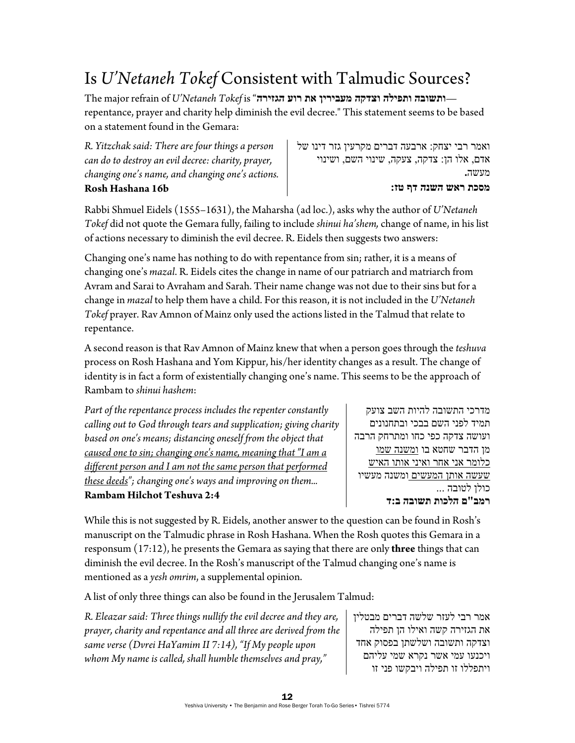# Is *U'Netaneh Tokef* Consistent with Talmudic Sources?

The major refrain of *U'Netaneh Tokef* is "**ותשובה ותפילה וצדקה מעבירין את רוע הגזירה**—repentance, prayer and charity help diminish the evil decree." This statement seems to be based on a statement found in the Gemara:

*R. Yitzchak said: There are four things a person can do to destroy an evil decree: charity, prayer, changing one's name, and changing one's actions.*
**Rosh Hashana 16b**

ואמר רבי יצחק: ארבעה דברים מקרעין גזר דינו של אדם, אלו הן: צדקה, צעקה, שינוי השם, ושינוי מעשה.
**מסכת ראש השנה דף טז:**

Rabbi Shmuel Eidels (1555–1631), the Maharsha (ad loc.), asks why the author of *U'Netaneh Tokef* did not quote the Gemara fully, failing to include *shinui ha'shem,* change of name, in his list of actions necessary to diminish the evil decree. R. Eidels then suggests two answers:

Changing one's name has nothing to do with repentance from sin; rather, it is a means of changing one's *mazal*. R. Eidels cites the change in name of our patriarch and matriarch from Avram and Sarai to Avraham and Sarah. Their name change was not due to their sins but for a change in *mazal* to help them have a child. For this reason, it is not included in the *U'Netaneh Tokef* prayer. Rav Amnon of Mainz only used the actions listed in the Talmud that relate to repentance.

A second reason is that Rav Amnon of Mainz knew that when a person goes through the *teshuva* process on Rosh Hashana and Yom Kippur, his/her identity changes as a result. The change of identity is in fact a form of existentially changing one's name. This seems to be the approach of Rambam to *shinui hashem*:

*Part of the repentance process includes the repenter constantly calling out to God through tears and supplication; giving charity based on one's means; distancing oneself from the object that caused one to sin; changing one's name, meaning that "I am a different person and I am not the same person that performed these deeds"; changing one's ways and improving on them...*
**Rambam Hilchot Teshuva 2:4**

מדרכי התשובה להיות השב צועק תמיד לפני השם בבכי ובתחנונים ועושה צדקה כפי כחו ומתרחק הרבה מן הדבר שחטא בו ומשנה שמו כלומר אני אחר ואיני אותו האיש שעשה אותן המעשים ומשנה מעשיו כולן לטובה ...
**רמב"ם הלכות תשובה ב:ד**

While this is not suggested by R. Eidels, another answer to the question can be found in Rosh's manuscript on the Talmudic phrase in Rosh Hashana. When the Rosh quotes this Gemara in a responsum (17:12), he presents the Gemara as saying that there are only **three** things that can diminish the evil decree. In the Rosh's manuscript of the Talmud changing one's name is mentioned as a *yesh omrim*, a supplemental opinion.

A list of only three things can also be found in the Jerusalem Talmud:

*R. Eleazar said: Three things nullify the evil decree and they are, prayer, charity and repentance and all three are derived from the same verse (Dvrei HaYamim II 7:14), "If My people upon whom My name is called, shall humble themselves and pray,"*

אמר רבי לעזר שלשה דברים מבטלין את הגזירה קשה ואילו הן תפילה וצדקה ותשובה ושלשתן בפסוק אחד ויכנעו עמי אשר נקרא שמי עליהם ויתפללו זו תפילה ויבקשו פני זו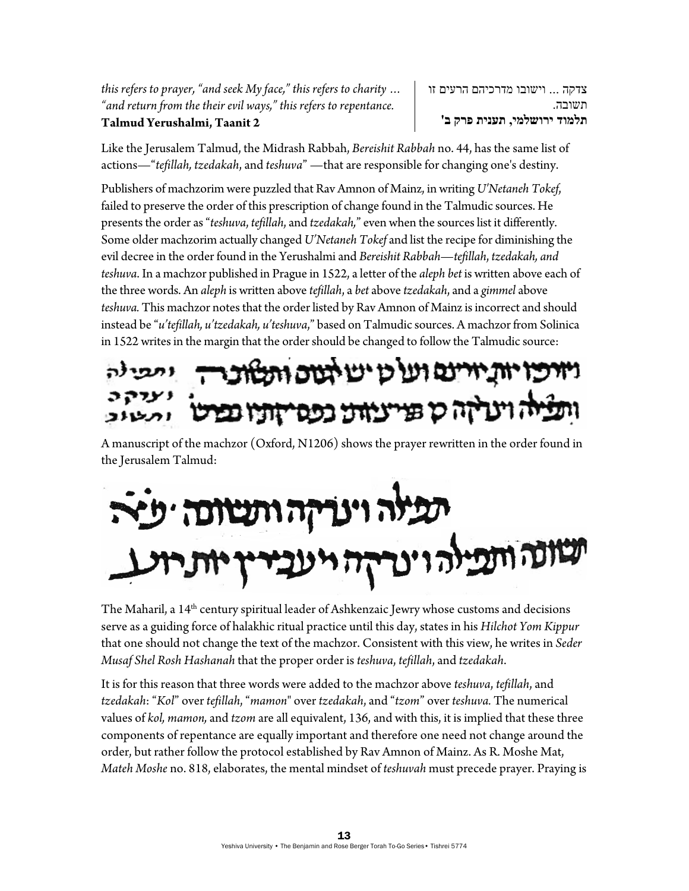| | |
|---|---|
| *this refers to prayer, "and seek My face," this refers to charity … "and return from the their evil ways," this refers to repentance.* | צדקה ... וישובו מדרכיהם הרעים זו תשובה. |
| **Talmud Yerushalmi, Taanit 2** | **תלמוד ירושלמי, תענית פרק ב'** |

Like the Jerusalem Talmud, the Midrash Rabbah, *Bereishit Rabbah* no. 44, has the same list of actions—"*tefillah, tzedakah*, and *teshuva*" —that are responsible for changing one's destiny.

Publishers of machzorim were puzzled that Rav Amnon of Mainz, in writing *U'Netaneh Tokef*, failed to preserve the order of this prescription of change found in the Talmudic sources. He presents the order as "*teshuva*, *tefillah*, and *tzedakah*," even when the sources list it differently. Some older machzorim actually changed *U'Netaneh Tokef* and list the recipe for diminishing the evil decree in the order found in the Yerushalmi and *Bereishit Rabbah*—*tefillah*, *tzedakah, and teshuva*. In a machzor published in Prague in 1522, a letter of the *aleph bet* is written above each of the three words. An *aleph* is written above *tefillah*, a *bet* above *tzedakah*, and a *gimmel* above *teshuva.* This machzor notes that the order listed by Rav Amnon of Mainz is incorrect and should instead be "*u'tefillah, u'tzedakah, u'teshuva*," based on Talmudic sources. A machzor from Solinica in 1522 writes in the margin that the order should be changed to follow the Talmudic source:

A manuscript of the machzor (Oxford, N1206) shows the prayer rewritten in the order found in the Jerusalem Talmud:

The Maharil, a 14th century spiritual leader of Ashkenzaic Jewry whose customs and decisions serve as a guiding force of halakhic ritual practice until this day, states in his *Hilchot Yom Kippur* that one should not change the text of the machzor. Consistent with this view, he writes in *Seder Musaf Shel Rosh Hashanah* that the proper order is *teshuva*, *tefillah*, and *tzedakah*.

It is for this reason that three words were added to the machzor above *teshuva*, *tefillah*, and *tzedakah*: "*Kol*" over *tefillah*, "*mamon*" over *tzedakah*, and "*tzom*" over *teshuva.* The numerical values of *kol, mamon,* and *tzom* are all equivalent, 136, and with this, it is implied that these three components of repentance are equally important and therefore one need not change around the order, but rather follow the protocol established by Rav Amnon of Mainz. As R. Moshe Mat, *Mateh Moshe* no. 818, elaborates, the mental mindset of *teshuvah* must precede prayer. Praying is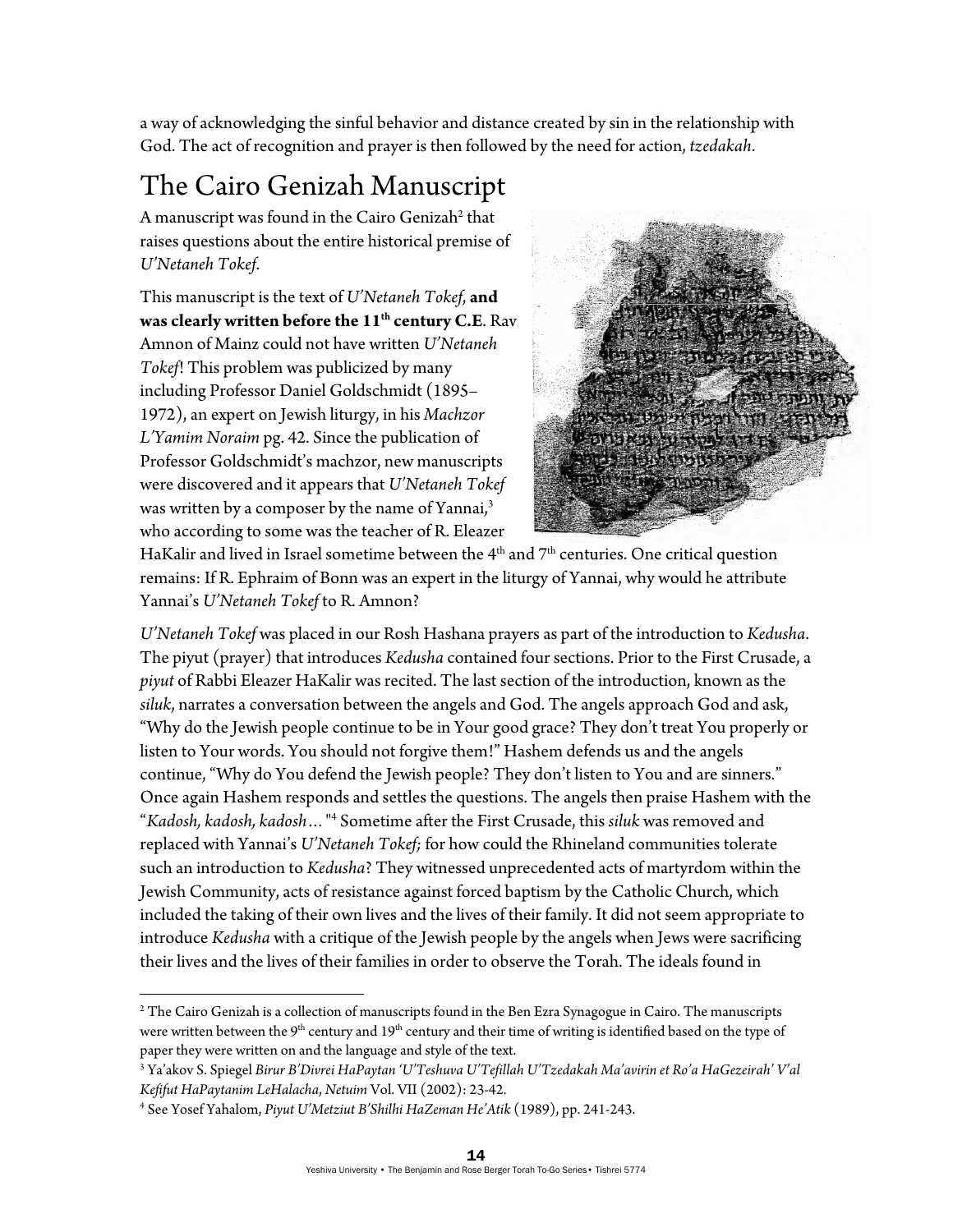a way of acknowledging the sinful behavior and distance created by sin in the relationship with God. The act of recognition and prayer is then followed by the need for action, *tzedakah*.

## The Cairo Genizah Manuscript

A manuscript was found in the Cairo Genizah[2] that raises questions about the entire historical premise of *U'Netaneh Tokef*.

This manuscript is the text of *U'Netaneh Tokef*, **and was clearly written before the 11th century C.E**. Rav Amnon of Mainz could not have written *U'Netaneh Tokef*! This problem was publicized by many including Professor Daniel Goldschmidt (1895–1972), an expert on Jewish liturgy, in his *Machzor L'Yamim Noraim* pg. 42. Since the publication of Professor Goldschmidt's machzor, new manuscripts were discovered and it appears that *U'Netaneh Tokef* was written by a composer by the name of Yannai,[3] who according to some was the teacher of R. Eleazer HaKalir and lived in Israel sometime between the 4th and 7th centuries. One critical question remains: If R. Ephraim of Bonn was an expert in the liturgy of Yannai, why would he attribute Yannai's *U'Netaneh Tokef* to R. Amnon?

*U'Netaneh Tokef* was placed in our Rosh Hashana prayers as part of the introduction to *Kedusha*. The piyut (prayer) that introduces *Kedusha* contained four sections. Prior to the First Crusade, a *piyut* of Rabbi Eleazer HaKalir was recited. The last section of the introduction, known as the *siluk*, narrates a conversation between the angels and God. The angels approach God and ask, "Why do the Jewish people continue to be in Your good grace? They don't treat You properly or listen to Your words. You should not forgive them!" Hashem defends us and the angels continue, "Why do You defend the Jewish people? They don't listen to You and are sinners." Once again Hashem responds and settles the questions. The angels then praise Hashem with the "*Kadosh, kadosh, kadosh…*"[4] Sometime after the First Crusade, this *siluk* was removed and replaced with Yannai's *U'Netaneh Tokef;* for how could the Rhineland communities tolerate such an introduction to *Kedusha*? They witnessed unprecedented acts of martyrdom within the Jewish Community, acts of resistance against forced baptism by the Catholic Church, which included the taking of their own lives and the lives of their family. It did not seem appropriate to introduce *Kedusha* with a critique of the Jewish people by the angels when Jews were sacrificing their lives and the lives of their families in order to observe the Torah. The ideals found in

---

[2] The Cairo Genizah is a collection of manuscripts found in the Ben Ezra Synagogue in Cairo. The manuscripts were written between the 9th century and 19th century and their time of writing is identified based on the type of paper they were written on and the language and style of the text.

[3] Ya'akov S. Spiegel *Birur B'Divrei HaPaytan 'U'Teshuva U'Tefillah U'Tzedakah Ma'avirin et Ro'a HaGezeirah' V'al Kefifut HaPaytanim LeHalacha*, *Netuim* Vol. VII (2002): 23-42.

[4] See Yosef Yahalom, *Piyut U'Metziut B'Shilhi HaZeman He'Atik* (1989), pp. 241-243.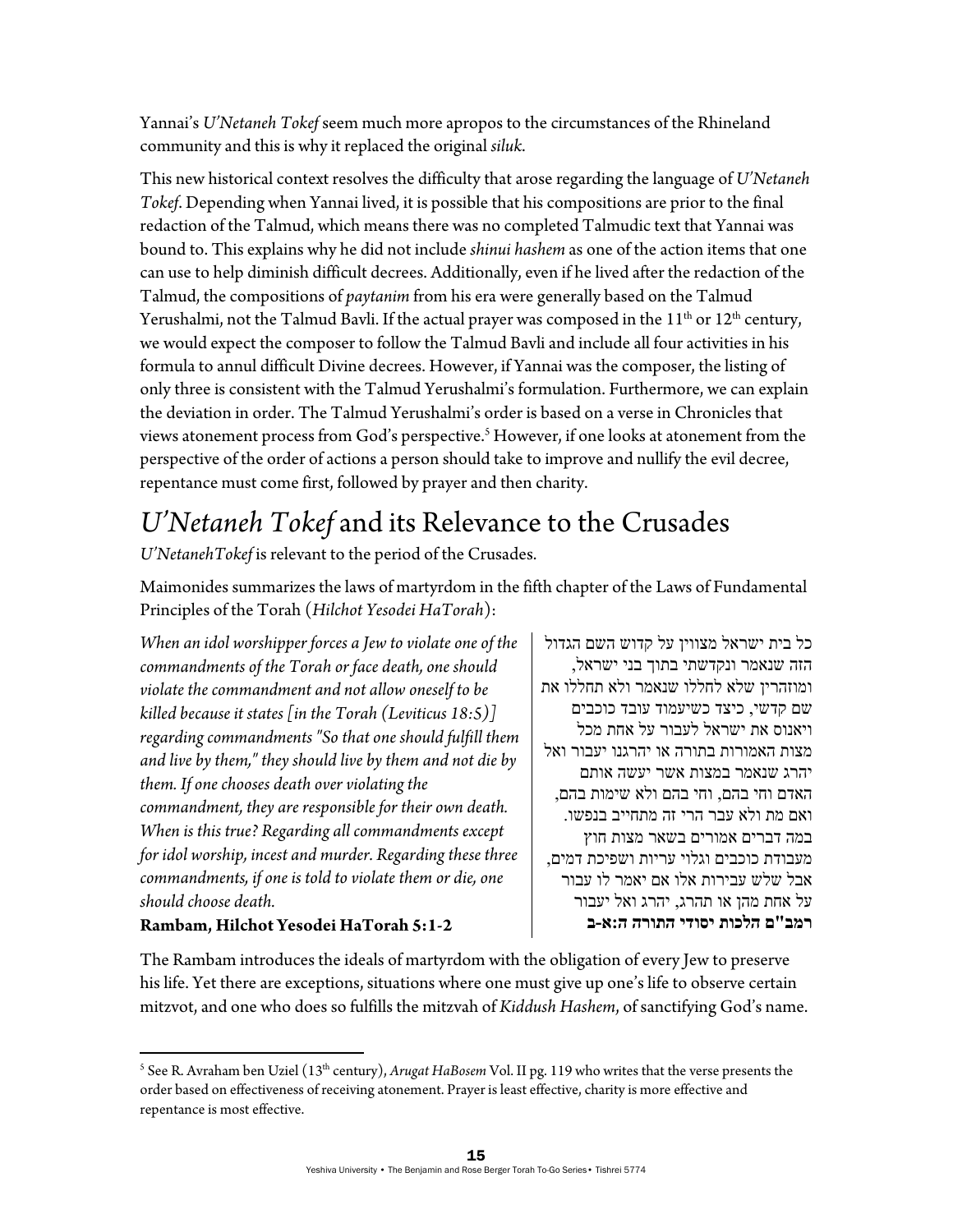Yannai's *U'Netaneh Tokef* seem much more apropos to the circumstances of the Rhineland community and this is why it replaced the original *siluk*.

This new historical context resolves the difficulty that arose regarding the language of *U'Netaneh Tokef*. Depending when Yannai lived, it is possible that his compositions are prior to the final redaction of the Talmud, which means there was no completed Talmudic text that Yannai was bound to. This explains why he did not include *shinui hashem* as one of the action items that one can use to help diminish difficult decrees. Additionally, even if he lived after the redaction of the Talmud, the compositions of *paytanim* from his era were generally based on the Talmud Yerushalmi, not the Talmud Bavli. If the actual prayer was composed in the 11th or 12th century, we would expect the composer to follow the Talmud Bavli and include all four activities in his formula to annul difficult Divine decrees. However, if Yannai was the composer, the listing of only three is consistent with the Talmud Yerushalmi's formulation. Furthermore, we can explain the deviation in order. The Talmud Yerushalmi's order is based on a verse in Chronicles that views atonement process from God's perspective.[5] However, if one looks at atonement from the perspective of the order of actions a person should take to improve and nullify the evil decree, repentance must come first, followed by prayer and then charity.

## *U'Netaneh Tokef* and its Relevance to the Crusades

*U'NetanehTokef* is relevant to the period of the Crusades.

Maimonides summarizes the laws of martyrdom in the fifth chapter of the Laws of Fundamental Principles of the Torah (*Hilchot Yesodei HaTorah*):

*When an idol worshipper forces a Jew to violate one of the commandments of the Torah or face death, one should violate the commandment and not allow oneself to be killed because it states [in the Torah (Leviticus 18:5)] regarding commandments "So that one should fulfill them and live by them," they should live by them and not die by them. If one chooses death over violating the commandment, they are responsible for their own death. When is this true? Regarding all commandments except for idol worship, incest and murder. Regarding these three commandments, if one is told to violate them or die, one should choose death.*

**Rambam, Hilchot Yesodei HaTorah 5:1-2**

כל בית ישראל מצווין על קדוש השם הגדול הזה שנאמר ונקדשתי בתוך בני ישראל, ומוזהרין שלא לחללו שנאמר ולא תחללו את שם קדשי, כיצד כשיעמוד עובד כוכבים ויאנוס את ישראל לעבור על אחת מכל מצות האמורות בתורה או יהרגנו יעבור ואל יהרג שנאמר במצות אשר יעשה אותם האדם וחי בהם, וחי בהם ולא שימות בהם, ואם מת ולא עבר הרי זה מתחייב בנפשו. במה דברים אמורים בשאר מצות חוץ מעבודת כוכבים וגלוי עריות ושפיכת דמים, אבל שלש עבירות אלו אם יאמר לו עבור על אחת מהן או תהרג, יהרג ואל יעבור

**רמב"ם הלכות יסודי התורה ה:א-ב**

The Rambam introduces the ideals of martyrdom with the obligation of every Jew to preserve his life. Yet there are exceptions, situations where one must give up one's life to observe certain mitzvot, and one who does so fulfills the mitzvah of *Kiddush Hashem*, of sanctifying God's name.

---

[5] See R. Avraham ben Uziel (13th century), *Arugat HaBosem* Vol. II pg. 119 who writes that the verse presents the order based on effectiveness of receiving atonement. Prayer is least effective, charity is more effective and repentance is most effective.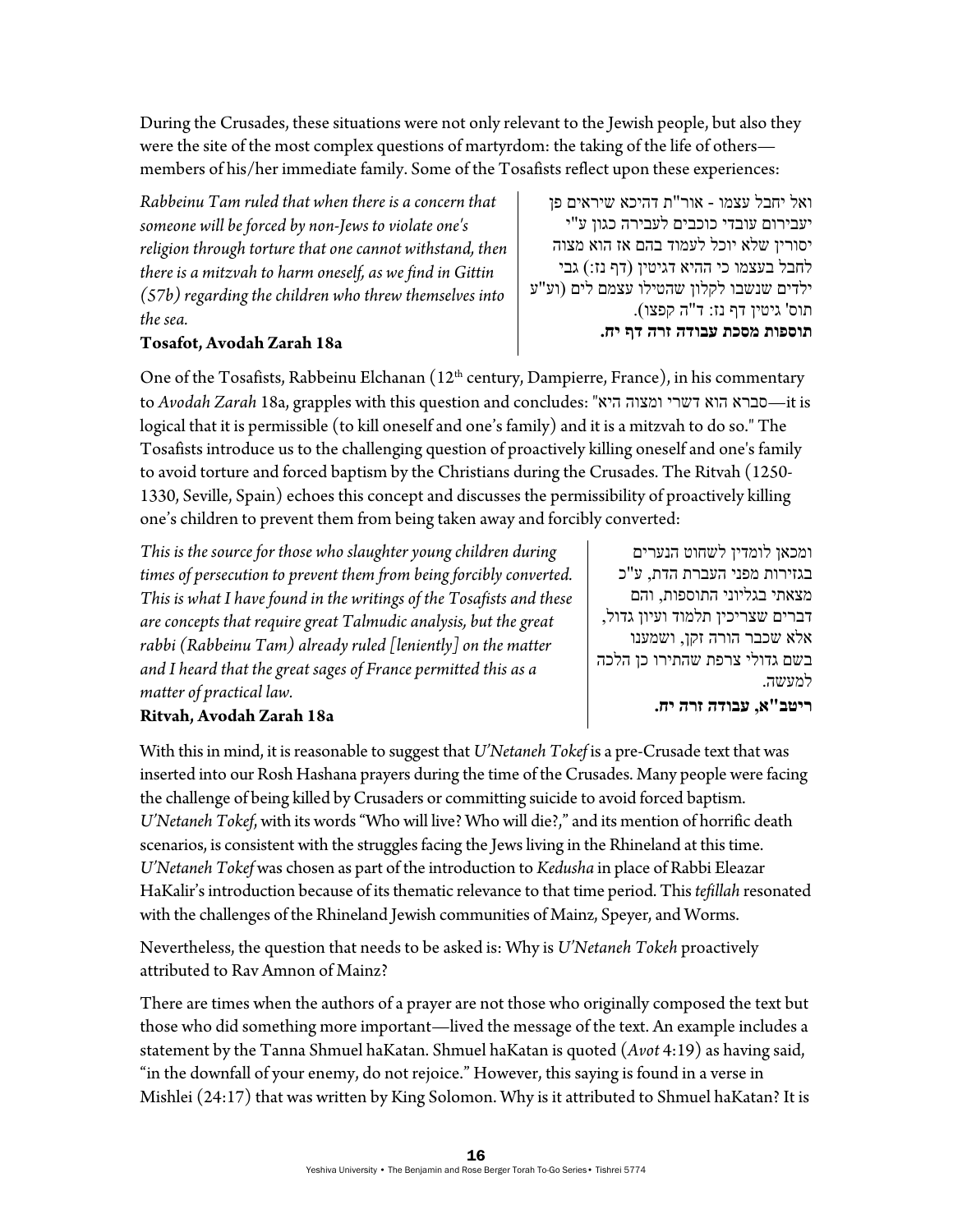During the Crusades, these situations were not only relevant to the Jewish people, but also they were the site of the most complex questions of martyrdom: the taking of the life of others—members of his/her immediate family. Some of the Tosafists reflect upon these experiences:

*Rabbeinu Tam ruled that when there is a concern that someone will be forced by non-Jews to violate one's religion through torture that one cannot withstand, then there is a mitzvah to harm oneself, as we find in Gittin (57b) regarding the children who threw themselves into the sea.*

**Tosafot, Avodah Zarah 18a**

ואל יחבל עצמו - אור"ת דהיכא שיראים פן יעבירום עובדי כוכבים לעבירה כגון ע"י יסורין שלא יוכל לעמוד בהם אז הוא מצוה לחבל בעצמו כי ההיא דגיטין (דף נז:) גבי ילדים שנשבו לקלון שהטילו עצמם לים (וע"ע תוס' גיטין דף נז: ד"ה קפצו).

**תוספות מסכת עבודה זרה דף יח.**

One of the Tosafists, Rabbeinu Elchanan (12th century, Dampierre, France), in his commentary to *Avodah Zarah* 18a, grapples with this question and concludes: "סברא הוא דשרי ומצוה היא—it is logical that it is permissible (to kill oneself and one's family) and it is a mitzvah to do so." The Tosafists introduce us to the challenging question of proactively killing oneself and one's family to avoid torture and forced baptism by the Christians during the Crusades. The Ritvah (1250-1330, Seville, Spain) echoes this concept and discusses the permissibility of proactively killing one's children to prevent them from being taken away and forcibly converted:

*This is the source for those who slaughter young children during times of persecution to prevent them from being forcibly converted. This is what I have found in the writings of the Tosafists and these are concepts that require great Talmudic analysis, but the great rabbi (Rabbeinu Tam) already ruled [leniently] on the matter and I heard that the great sages of France permitted this as a matter of practical law.*

**Ritvah, Avodah Zarah 18a**

ומכאן לומדין לשחוט הנערים בגזירות מפני העברת הדת, ע"כ מצאתי בגליוני התוספות, והם דברים שצריכין תלמוד ועיון גדול, אלא שכבר הורה זקן, ושמענו בשם גדולי צרפת שהתירו כן הלכה למעשה.

**ריטב"א, עבודה זרה יח.**

With this in mind, it is reasonable to suggest that *U'Netaneh Tokef* is a pre-Crusade text that was inserted into our Rosh Hashana prayers during the time of the Crusades. Many people were facing the challenge of being killed by Crusaders or committing suicide to avoid forced baptism. *U'Netaneh Tokef*, with its words "Who will live? Who will die?," and its mention of horrific death scenarios, is consistent with the struggles facing the Jews living in the Rhineland at this time. *U'Netaneh Tokef* was chosen as part of the introduction to *Kedusha* in place of Rabbi Eleazar HaKalir's introduction because of its thematic relevance to that time period. This *tefillah* resonated with the challenges of the Rhineland Jewish communities of Mainz, Speyer, and Worms.

Nevertheless, the question that needs to be asked is: Why is *U'Netaneh Tokeh* proactively attributed to Rav Amnon of Mainz?

There are times when the authors of a prayer are not those who originally composed the text but those who did something more important—lived the message of the text. An example includes a statement by the Tanna Shmuel haKatan. Shmuel haKatan is quoted (*Avot* 4:19) as having said, "in the downfall of your enemy, do not rejoice." However, this saying is found in a verse in Mishlei (24:17) that was written by King Solomon. Why is it attributed to Shmuel haKatan? It is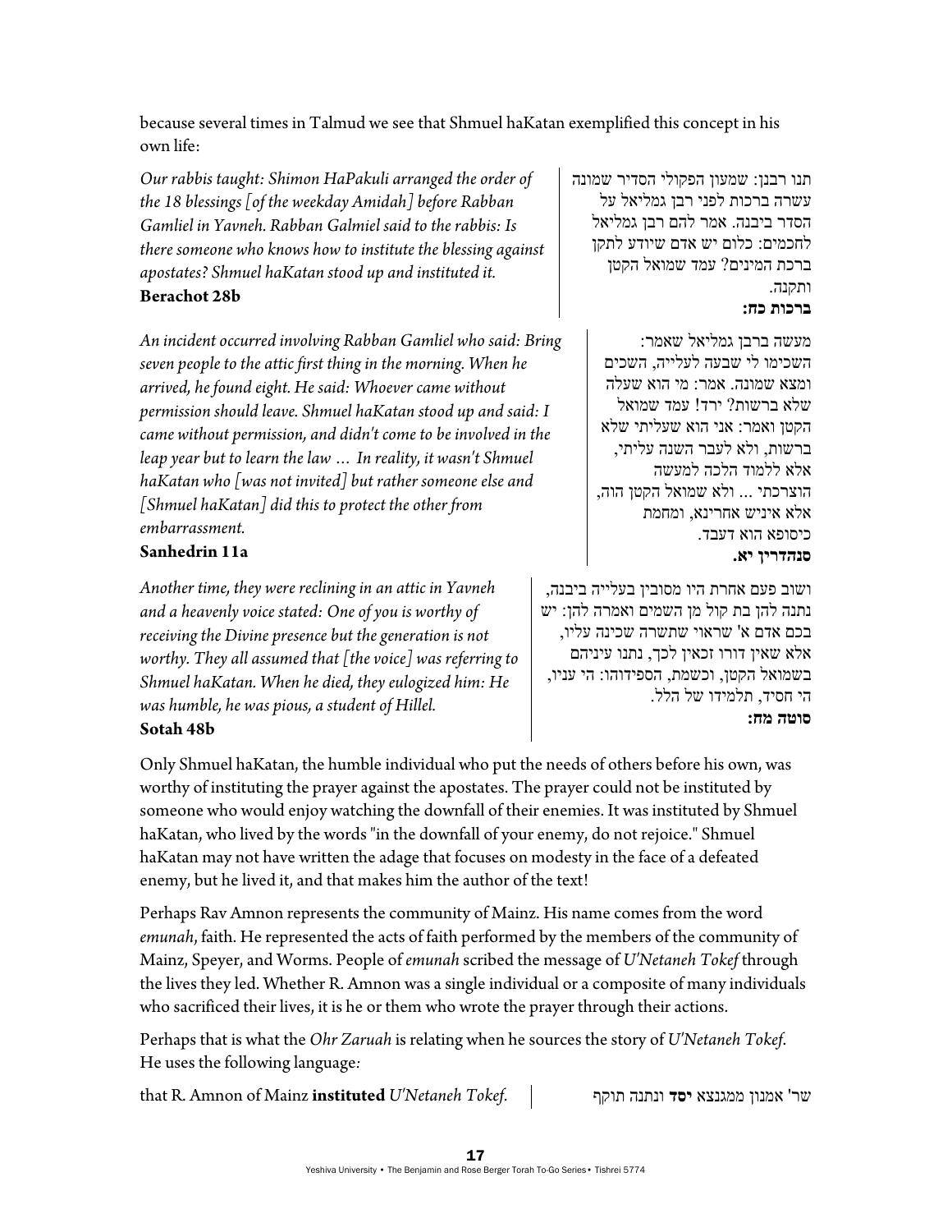because several times in Talmud we see that Shmuel haKatan exemplified this concept in his own life:

*Our rabbis taught: Shimon HaPakuli arranged the order of the 18 blessings [of the weekday Amidah] before Rabban Gamliel in Yavneh. Rabban Galmiel said to the rabbis: Is there someone who knows how to institute the blessing against apostates? Shmuel haKatan stood up and instituted it.*
**Berachot 28b**

תנו רבנן: שמעון הפקולי הסדיר שמונה עשרה ברכות לפני רבן גמליאל על הסדר ביבנה. אמר להם רבן גמליאל לחכמים: כלום יש אדם שיודע לתקן ברכת המינים? עמד שמואל הקטן ותקנה.
**ברכות כח:**

*An incident occurred involving Rabban Gamliel who said: Bring seven people to the attic first thing in the morning. When he arrived, he found eight. He said: Whoever came without permission should leave. Shmuel haKatan stood up and said: I came without permission, and didn't come to be involved in the leap year but to learn the law … In reality, it wasn't Shmuel haKatan who [was not invited] but rather someone else and [Shmuel haKatan] did this to protect the other from embarrassment.*
**Sanhedrin 11a**

מעשה ברבן גמליאל שאמר: השכימו לי שבעה לעלייה, השכים ומצא שמונה. אמר: מי הוא שעלה שלא ברשות? ירד! עמד שמואל הקטן ואמר: אני הוא שעליתי שלא ברשות, ולא לעבר השנה עליתי, אלא ללמוד הלכה למעשה הוצרכתי ... ולא שמואל הקטן הוה, אלא איניש אחרינא, ומחמת כיסופא הוא דעבד.
**סנהדרין יא.**

*Another time, they were reclining in an attic in Yavneh and a heavenly voice stated: One of you is worthy of receiving the Divine presence but the generation is not worthy. They all assumed that [the voice] was referring to Shmuel haKatan. When he died, they eulogized him: He was humble, he was pious, a student of Hillel.*
**Sotah 48b**

ושוב פעם אחרת היו מסובין בעלייה ביבנה, נתנה להן בת קול מן השמים ואמרה להן: יש בכם אדם א' שראוי שתשרה שכינה עליו, אלא שאין דורו זכאין לכך, נתנו עיניהם בשמואל הקטן, וכשמת, הספידוהו: הי עניו, הי חסיד, תלמידו של הלל.
**סוטה מח:**

Only Shmuel haKatan, the humble individual who put the needs of others before his own, was worthy of instituting the prayer against the apostates. The prayer could not be instituted by someone who would enjoy watching the downfall of their enemies. It was instituted by Shmuel haKatan, who lived by the words "in the downfall of your enemy, do not rejoice." Shmuel haKatan may not have written the adage that focuses on modesty in the face of a defeated enemy, but he lived it, and that makes him the author of the text!

Perhaps Rav Amnon represents the community of Mainz. His name comes from the word *emunah*, faith. He represented the acts of faith performed by the members of the community of Mainz, Speyer, and Worms. People of *emunah* scribed the message of *U'Netaneh Tokef* through the lives they led. Whether R. Amnon was a single individual or a composite of many individuals who sacrificed their lives, it is he or them who wrote the prayer through their actions.

Perhaps that is what the *Ohr Zaruah* is relating when he sources the story of *U'Netaneh Tokef*. He uses the following language:

that R. Amnon of Mainz **instituted** *U'Netaneh Tokef.*

שר' אמנון ממגנצא **יסד** ונתנה תוקף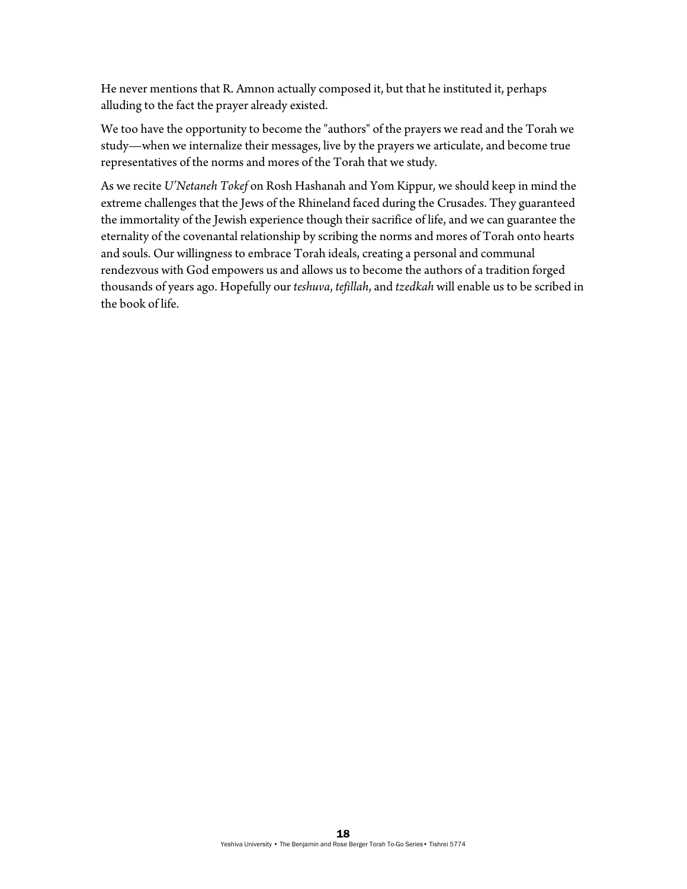He never mentions that R. Amnon actually composed it, but that he instituted it, perhaps alluding to the fact the prayer already existed.

We too have the opportunity to become the "authors" of the prayers we read and the Torah we study—when we internalize their messages, live by the prayers we articulate, and become true representatives of the norms and mores of the Torah that we study.

As we recite *U'Netaneh Tokef* on Rosh Hashanah and Yom Kippur, we should keep in mind the extreme challenges that the Jews of the Rhineland faced during the Crusades. They guaranteed the immortality of the Jewish experience though their sacrifice of life, and we can guarantee the eternality of the covenantal relationship by scribing the norms and mores of Torah onto hearts and souls. Our willingness to embrace Torah ideals, creating a personal and communal rendezvous with God empowers us and allows us to become the authors of a tradition forged thousands of years ago. Hopefully our *teshuva*, *tefillah*, and *tzedkah* will enable us to be scribed in the book of life.